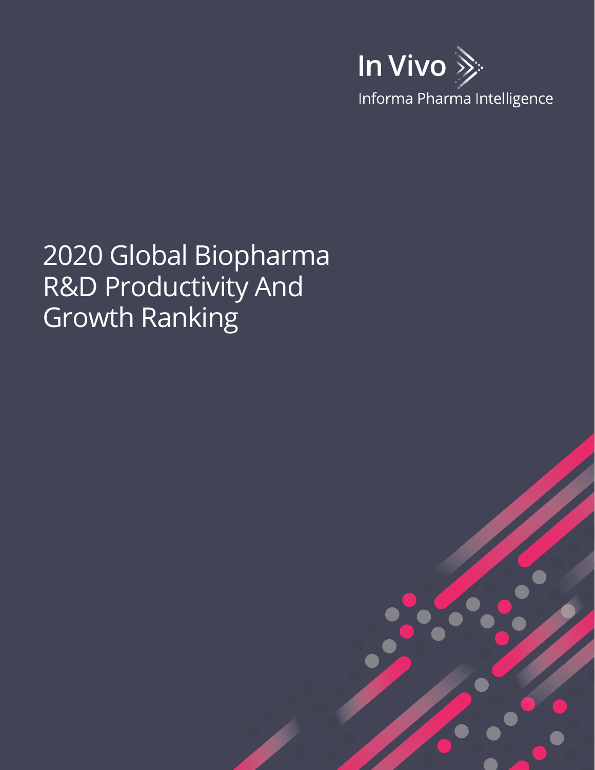In Vivo

Informa Pharma Intelligence

# 2020 Global Biopharma R&D Productivity And Growth Ranking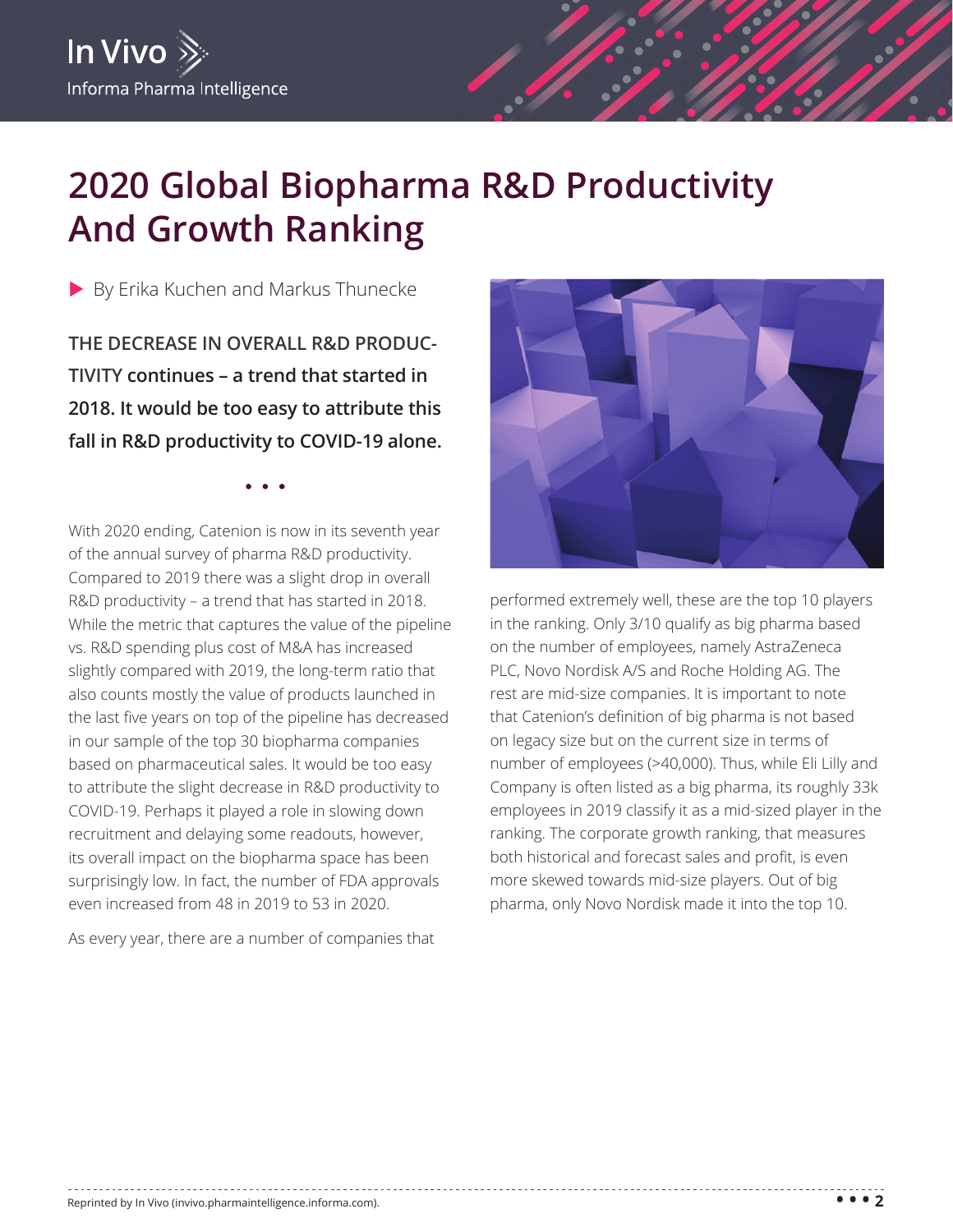# 2020 Global Biopharma R&D Productivity And Growth Ranking

By Erika Kuchen and Markus Thunecke

**THE DECREASE IN OVERALL R&D PRODUCTIVITY continues – a trend that started in 2018. It would be too easy to attribute this fall in R&D productivity to COVID-19 alone.**

With 2020 ending, Catenion is now in its seventh year of the annual survey of pharma R&D productivity. Compared to 2019 there was a slight drop in overall R&D productivity – a trend that has started in 2018. While the metric that captures the value of the pipeline vs. R&D spending plus cost of M&A has increased slightly compared with 2019, the long-term ratio that also counts mostly the value of products launched in the last five years on top of the pipeline has decreased in our sample of the top 30 biopharma companies based on pharmaceutical sales. It would be too easy to attribute the slight decrease in R&D productivity to COVID-19. Perhaps it played a role in slowing down recruitment and delaying some readouts, however, its overall impact on the biopharma space has been surprisingly low. In fact, the number of FDA approvals even increased from 48 in 2019 to 53 in 2020.

As every year, there are a number of companies that performed extremely well, these are the top 10 players in the ranking. Only 3/10 qualify as big pharma based on the number of employees, namely AstraZeneca PLC, Novo Nordisk A/S and Roche Holding AG. The rest are mid-size companies. It is important to note that Catenion's definition of big pharma is not based on legacy size but on the current size in terms of number of employees (>40,000). Thus, while Eli Lilly and Company is often listed as a big pharma, its roughly 33k employees in 2019 classify it as a mid-sized player in the ranking. The corporate growth ranking, that measures both historical and forecast sales and profit, is even more skewed towards mid-size players. Out of big pharma, only Novo Nordisk made it into the top 10.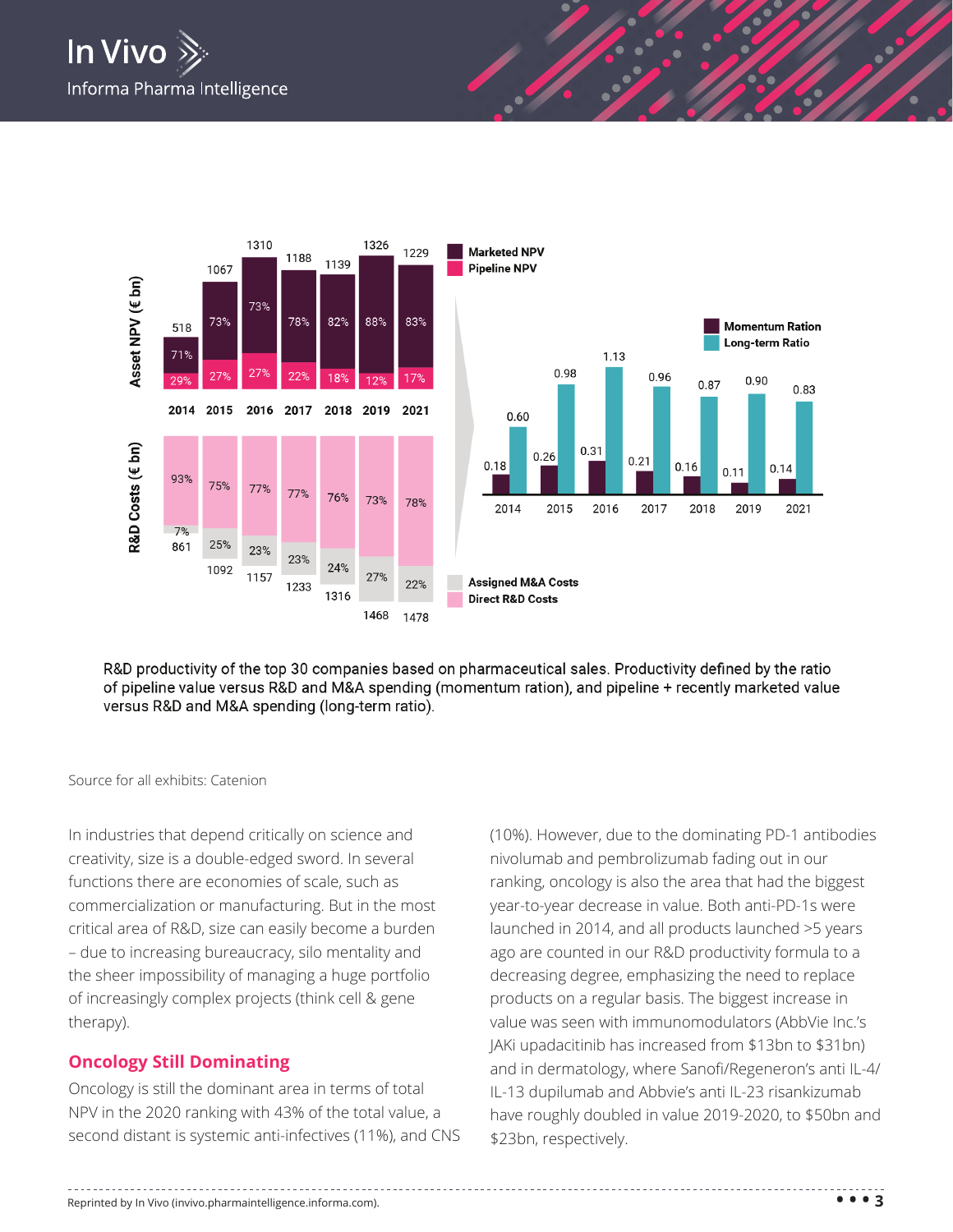| | 2014 | 2015 | 2016 | 2017 | 2018 | 2019 | 2021 |
|---|---|---|---|---|---|---|---|
| Asset NPV (€ bn) | 518 | 1067 | 1310 | 1188 | 1139 | 1326 | 1229 |
| Marketed NPV | 71% | 73% | 73% | 78% | 82% | 88% | 83% |
| Pipeline NPV | 29% | 27% | 27% | 22% | 18% | 12% | 17% |
| R&D Costs (€ bn) | 861 | 1092 | 1157 | 1233 | 1316 | 1468 | 1478 |
| Direct R&D Costs | 93% | 75% | 77% | 77% | 76% | 73% | 78% |
| Assigned M&A Costs | 7% | 25% | 23% | 23% | 24% | 27% | 22% |
| Momentum Ration | 0.18 | 0.26 | 0.31 | 0.21 | 0.16 | 0.11 | 0.14 |
| Long-term Ratio | 0.60 | 0.98 | 1.13 | 0.96 | 0.87 | 0.90 | 0.83 |

R&D productivity of the top 30 companies based on pharmaceutical sales. Productivity defined by the ratio of pipeline value versus R&D and M&A spending (momentum ration), and pipeline + recently marketed value versus R&D and M&A spending (long-term ratio).

Source for all exhibits: Catenion

In industries that depend critically on science and creativity, size is a double-edged sword. In several functions there are economies of scale, such as commercialization or manufacturing. But in the most critical area of R&D, size can easily become a burden – due to increasing bureaucracy, silo mentality and the sheer impossibility of managing a huge portfolio of increasingly complex projects (think cell & gene therapy).

## Oncology Still Dominating

Oncology is still the dominant area in terms of total NPV in the 2020 ranking with 43% of the total value, a second distant is systemic anti-infectives (11%), and CNS (10%). However, due to the dominating PD-1 antibodies nivolumab and pembrolizumab fading out in our ranking, oncology is also the area that had the biggest year-to-year decrease in value. Both anti-PD-1s were launched in 2014, and all products launched >5 years ago are counted in our R&D productivity formula to a decreasing degree, emphasizing the need to replace products on a regular basis. The biggest increase in value was seen with immunomodulators (AbbVie Inc.'s JAKi upadacitinib has increased from $13bn to $31bn) and in dermatology, where Sanofi/Regeneron's anti IL-4/IL-13 dupilumab and Abbvie's anti IL-23 risankizumab have roughly doubled in value 2019-2020, to $50bn and $23bn, respectively.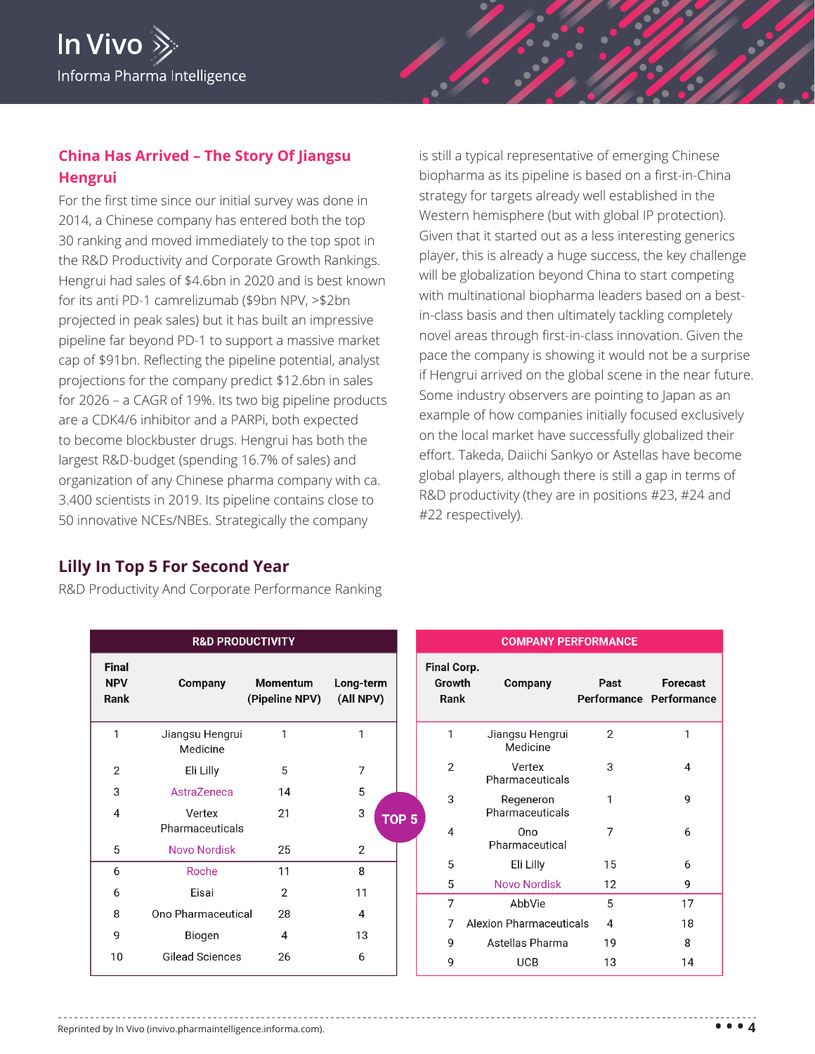## China Has Arrived – The Story Of Jiangsu Hengrui

For the first time since our initial survey was done in 2014, a Chinese company has entered both the top 30 ranking and moved immediately to the top spot in the R&D Productivity and Corporate Growth Rankings. Hengrui had sales of $4.6bn in 2020 and is best known for its anti PD-1 camrelizumab ($9bn NPV, >$2bn projected in peak sales) but it has built an impressive pipeline far beyond PD-1 to support a massive market cap of $91bn. Reflecting the pipeline potential, analyst projections for the company predict $12.6bn in sales for 2026 – a CAGR of 19%. Its two big pipeline products are a CDK4/6 inhibitor and a PARPi, both expected to become blockbuster drugs. Hengrui has both the largest R&D-budget (spending 16.7% of sales) and organization of any Chinese pharma company with ca. 3.400 scientists in 2019. Its pipeline contains close to 50 innovative NCEs/NBEs. Strategically the company is still a typical representative of emerging Chinese biopharma as its pipeline is based on a first-in-China strategy for targets already well established in the Western hemisphere (but with global IP protection). Given that it started out as a less interesting generics player, this is already a huge success, the key challenge will be globalization beyond China to start competing with multinational biopharma leaders based on a best-in-class basis and then ultimately tackling completely novel areas through first-in-class innovation. Given the pace the company is showing it would not be a surprise if Hengrui arrived on the global scene in the near future. Some industry observers are pointing to Japan as an example of how companies initially focused exclusively on the local market have successfully globalized their effort. Takeda, Daiichi Sankyo or Astellas have become global players, although there is still a gap in terms of R&D productivity (they are in positions #23, #24 and #22 respectively).

## Lilly In Top 5 For Second Year

R&D Productivity And Corporate Performance Ranking

**R&D PRODUCTIVITY**

| Final NPV Rank | Company | Momentum (Pipeline NPV) | Long-term (All NPV) |
|---|---|---|---|
| 1 | Jiangsu Hengrui Medicine | 1 | 1 |
| 2 | Eli Lilly | 5 | 7 |
| 3 | AstraZeneca | 14 | 5 |
| 4 | Vertex Pharmaceuticals | 21 | 3 |
| 5 | Novo Nordisk | 25 | 2 |
| 6 | Roche | 11 | 8 |
| 6 | Eisai | 2 | 11 |
| 8 | Ono Pharmaceutical | 28 | 4 |
| 9 | Biogen | 4 | 13 |
| 10 | Gilead Sciences | 26 | 6 |

TOP 5

**COMPANY PERFORMANCE**

| Final Corp. Growth Rank | Company | Past Performance | Forecast Performance |
|---|---|---|---|
| 1 | Jiangsu Hengrui Medicine | 2 | 1 |
| 2 | Vertex Pharmaceuticals | 3 | 4 |
| 3 | Regeneron Pharmaceuticals | 1 | 9 |
| 4 | Ono Pharmaceutical | 7 | 6 |
| 5 | Eli Lilly | 15 | 6 |
| 5 | Novo Nordisk | 12 | 9 |
| 7 | AbbVie | 5 | 17 |
| 7 | Alexion Pharmaceuticals | 4 | 18 |
| 9 | Astellas Pharma | 19 | 8 |
| 9 | UCB | 13 | 14 |

Reprinted by In Vivo (invivo.pharmaintelligence.informa.com).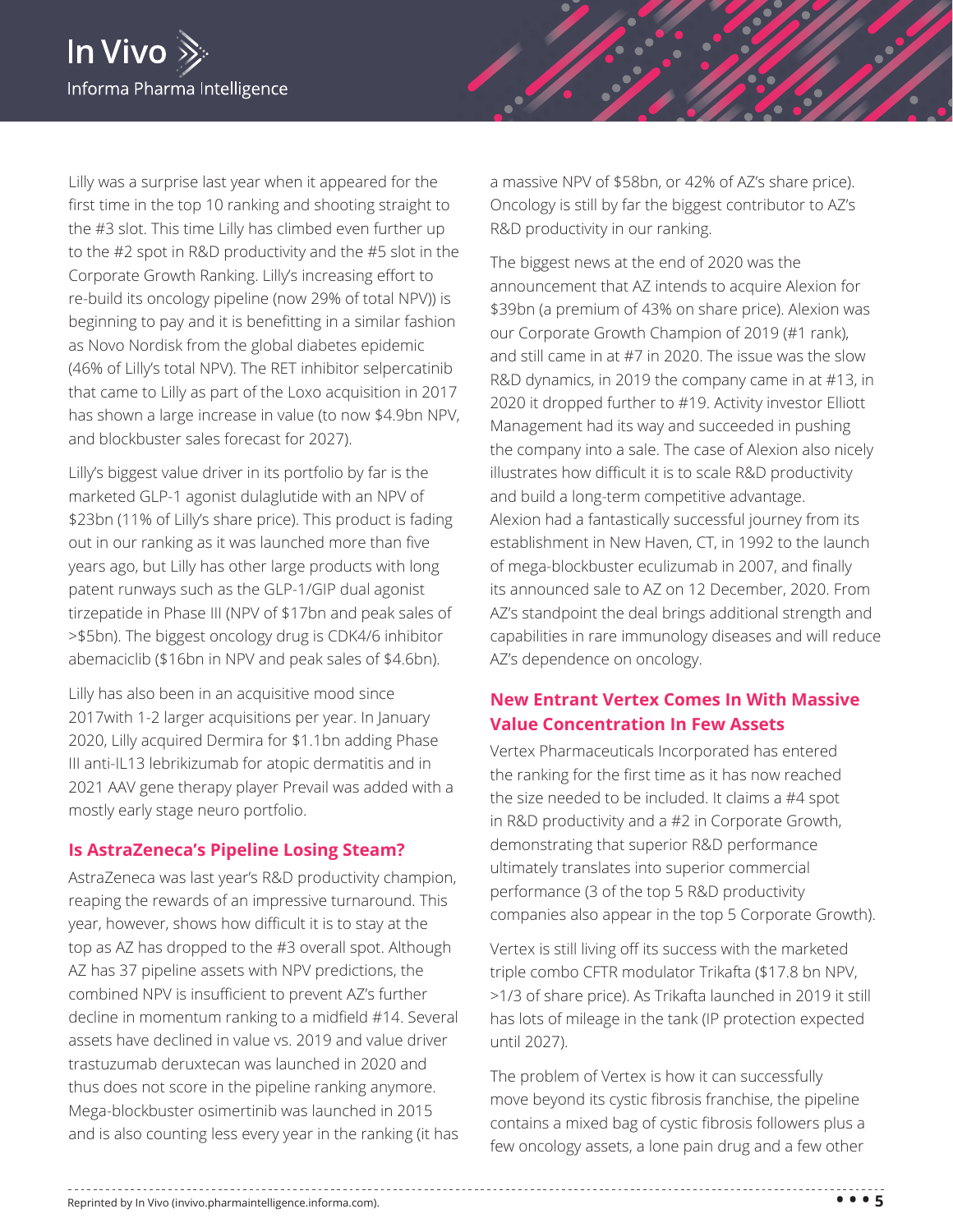Lilly was a surprise last year when it appeared for the first time in the top 10 ranking and shooting straight to the #3 slot. This time Lilly has climbed even further up to the #2 spot in R&D productivity and the #5 slot in the Corporate Growth Ranking. Lilly's increasing effort to re-build its oncology pipeline (now 29% of total NPV)) is beginning to pay and it is benefitting in a similar fashion as Novo Nordisk from the global diabetes epidemic (46% of Lilly's total NPV). The RET inhibitor selpercatinib that came to Lilly as part of the Loxo acquisition in 2017 has shown a large increase in value (to now $4.9bn NPV, and blockbuster sales forecast for 2027).

Lilly's biggest value driver in its portfolio by far is the marketed GLP-1 agonist dulaglutide with an NPV of $23bn (11% of Lilly's share price). This product is fading out in our ranking as it was launched more than five years ago, but Lilly has other large products with long patent runways such as the GLP-1/GIP dual agonist tirzepatide in Phase III (NPV of $17bn and peak sales of >$5bn). The biggest oncology drug is CDK4/6 inhibitor abemaciclib ($16bn in NPV and peak sales of $4.6bn).

Lilly has also been in an acquisitive mood since 2017with 1-2 larger acquisitions per year. In January 2020, Lilly acquired Dermira for $1.1bn adding Phase III anti-IL13 lebrikizumab for atopic dermatitis and in 2021 AAV gene therapy player Prevail was added with a mostly early stage neuro portfolio.

## Is AstraZeneca's Pipeline Losing Steam?

AstraZeneca was last year's R&D productivity champion, reaping the rewards of an impressive turnaround. This year, however, shows how difficult it is to stay at the top as AZ has dropped to the #3 overall spot. Although AZ has 37 pipeline assets with NPV predictions, the combined NPV is insufficient to prevent AZ's further decline in momentum ranking to a midfield #14. Several assets have declined in value vs. 2019 and value driver trastuzumab deruxtecan was launched in 2020 and thus does not score in the pipeline ranking anymore. Mega-blockbuster osimertinib was launched in 2015 and is also counting less every year in the ranking (it has a massive NPV of $58bn, or 42% of AZ's share price). Oncology is still by far the biggest contributor to AZ's R&D productivity in our ranking.

The biggest news at the end of 2020 was the announcement that AZ intends to acquire Alexion for $39bn (a premium of 43% on share price). Alexion was our Corporate Growth Champion of 2019 (#1 rank), and still came in at #7 in 2020. The issue was the slow R&D dynamics, in 2019 the company came in at #13, in 2020 it dropped further to #19. Activity investor Elliott Management had its way and succeeded in pushing the company into a sale. The case of Alexion also nicely illustrates how difficult it is to scale R&D productivity and build a long-term competitive advantage. Alexion had a fantastically successful journey from its establishment in New Haven, CT, in 1992 to the launch of mega-blockbuster eculizumab in 2007, and finally its announced sale to AZ on 12 December, 2020. From AZ's standpoint the deal brings additional strength and capabilities in rare immunology diseases and will reduce AZ's dependence on oncology.

## New Entrant Vertex Comes In With Massive Value Concentration In Few Assets

Vertex Pharmaceuticals Incorporated has entered the ranking for the first time as it has now reached the size needed to be included. It claims a #4 spot in R&D productivity and a #2 in Corporate Growth, demonstrating that superior R&D performance ultimately translates into superior commercial performance (3 of the top 5 R&D productivity companies also appear in the top 5 Corporate Growth).

Vertex is still living off its success with the marketed triple combo CFTR modulator Trikafta ($17.8 bn NPV, >1/3 of share price). As Trikafta launched in 2019 it still has lots of mileage in the tank (IP protection expected until 2027).

The problem of Vertex is how it can successfully move beyond its cystic fibrosis franchise, the pipeline contains a mixed bag of cystic fibrosis followers plus a few oncology assets, a lone pain drug and a few other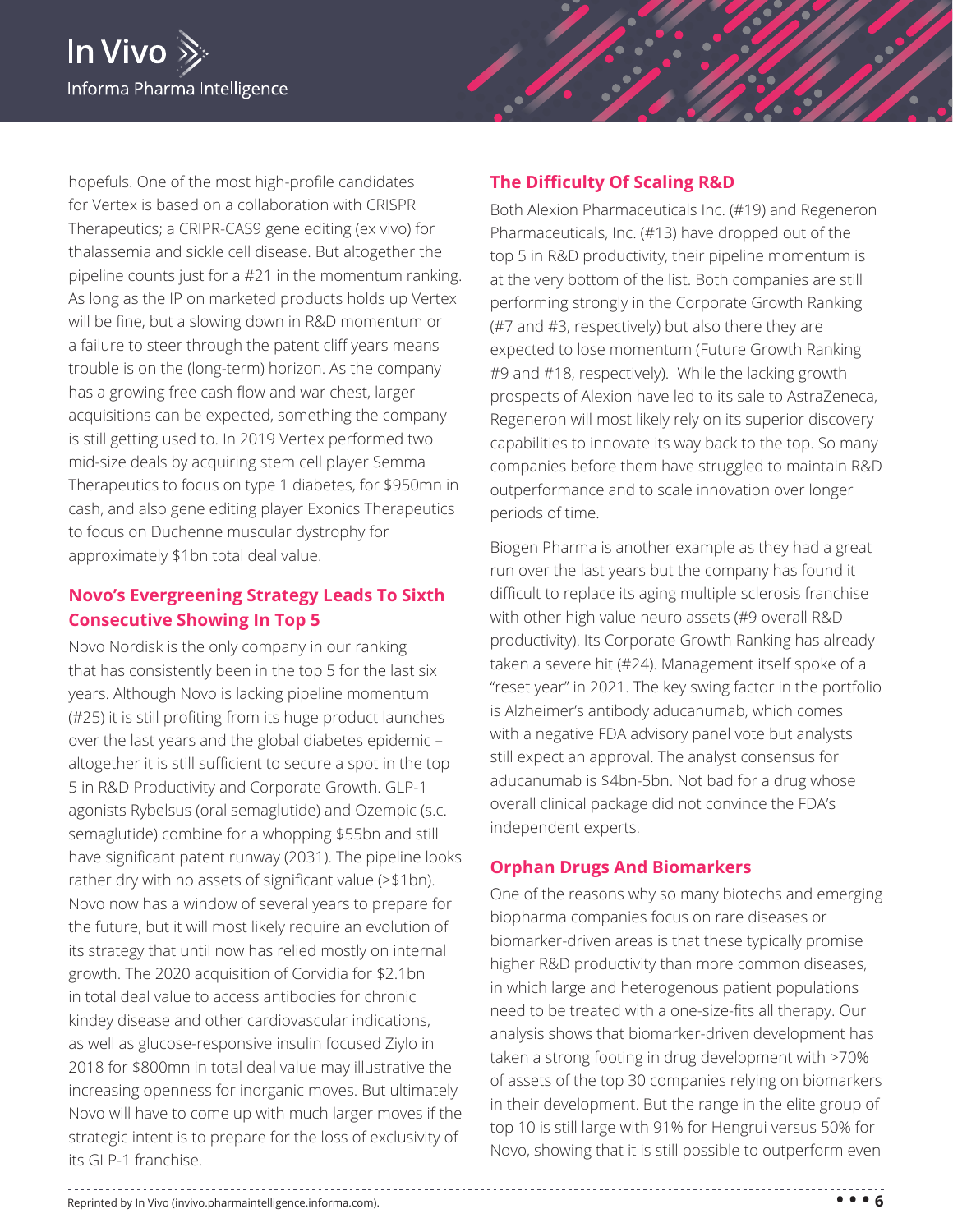hopefuls. One of the most high-profile candidates for Vertex is based on a collaboration with CRISPR Therapeutics; a CRIPR-CAS9 gene editing (ex vivo) for thalassemia and sickle cell disease. But altogether the pipeline counts just for a #21 in the momentum ranking. As long as the IP on marketed products holds up Vertex will be fine, but a slowing down in R&D momentum or a failure to steer through the patent cliff years means trouble is on the (long-term) horizon. As the company has a growing free cash flow and war chest, larger acquisitions can be expected, something the company is still getting used to. In 2019 Vertex performed two mid-size deals by acquiring stem cell player Semma Therapeutics to focus on type 1 diabetes, for $950mn in cash, and also gene editing player Exonics Therapeutics to focus on Duchenne muscular dystrophy for approximately $1bn total deal value.

## Novo's Evergreening Strategy Leads To Sixth Consecutive Showing In Top 5

Novo Nordisk is the only company in our ranking that has consistently been in the top 5 for the last six years. Although Novo is lacking pipeline momentum (#25) it is still profiting from its huge product launches over the last years and the global diabetes epidemic – altogether it is still sufficient to secure a spot in the top 5 in R&D Productivity and Corporate Growth. GLP-1 agonists Rybelsus (oral semaglutide) and Ozempic (s.c. semaglutide) combine for a whopping $55bn and still have significant patent runway (2031). The pipeline looks rather dry with no assets of significant value (>$1bn). Novo now has a window of several years to prepare for the future, but it will most likely require an evolution of its strategy that until now has relied mostly on internal growth. The 2020 acquisition of Corvidia for $2.1bn in total deal value to access antibodies for chronic kindey disease and other cardiovascular indications, as well as glucose-responsive insulin focused Ziylo in 2018 for $800mn in total deal value may illustrative the increasing openness for inorganic moves. But ultimately Novo will have to come up with much larger moves if the strategic intent is to prepare for the loss of exclusivity of its GLP-1 franchise.

## The Difficulty Of Scaling R&D

Both Alexion Pharmaceuticals Inc. (#19) and Regeneron Pharmaceuticals, Inc. (#13) have dropped out of the top 5 in R&D productivity, their pipeline momentum is at the very bottom of the list. Both companies are still performing strongly in the Corporate Growth Ranking (#7 and #3, respectively) but also there they are expected to lose momentum (Future Growth Ranking #9 and #18, respectively). While the lacking growth prospects of Alexion have led to its sale to AstraZeneca, Regeneron will most likely rely on its superior discovery capabilities to innovate its way back to the top. So many companies before them have struggled to maintain R&D outperformance and to scale innovation over longer periods of time.

Biogen Pharma is another example as they had a great run over the last years but the company has found it difficult to replace its aging multiple sclerosis franchise with other high value neuro assets (#9 overall R&D productivity). Its Corporate Growth Ranking has already taken a severe hit (#24). Management itself spoke of a "reset year" in 2021. The key swing factor in the portfolio is Alzheimer's antibody aducanumab, which comes with a negative FDA advisory panel vote but analysts still expect an approval. The analyst consensus for aducanumab is $4bn-5bn. Not bad for a drug whose overall clinical package did not convince the FDA's independent experts.

## Orphan Drugs And Biomarkers

One of the reasons why so many biotechs and emerging biopharma companies focus on rare diseases or biomarker-driven areas is that these typically promise higher R&D productivity than more common diseases, in which large and heterogenous patient populations need to be treated with a one-size-fits all therapy. Our analysis shows that biomarker-driven development has taken a strong footing in drug development with >70% of assets of the top 30 companies relying on biomarkers in their development. But the range in the elite group of top 10 is still large with 91% for Hengrui versus 50% for Novo, showing that it is still possible to outperform even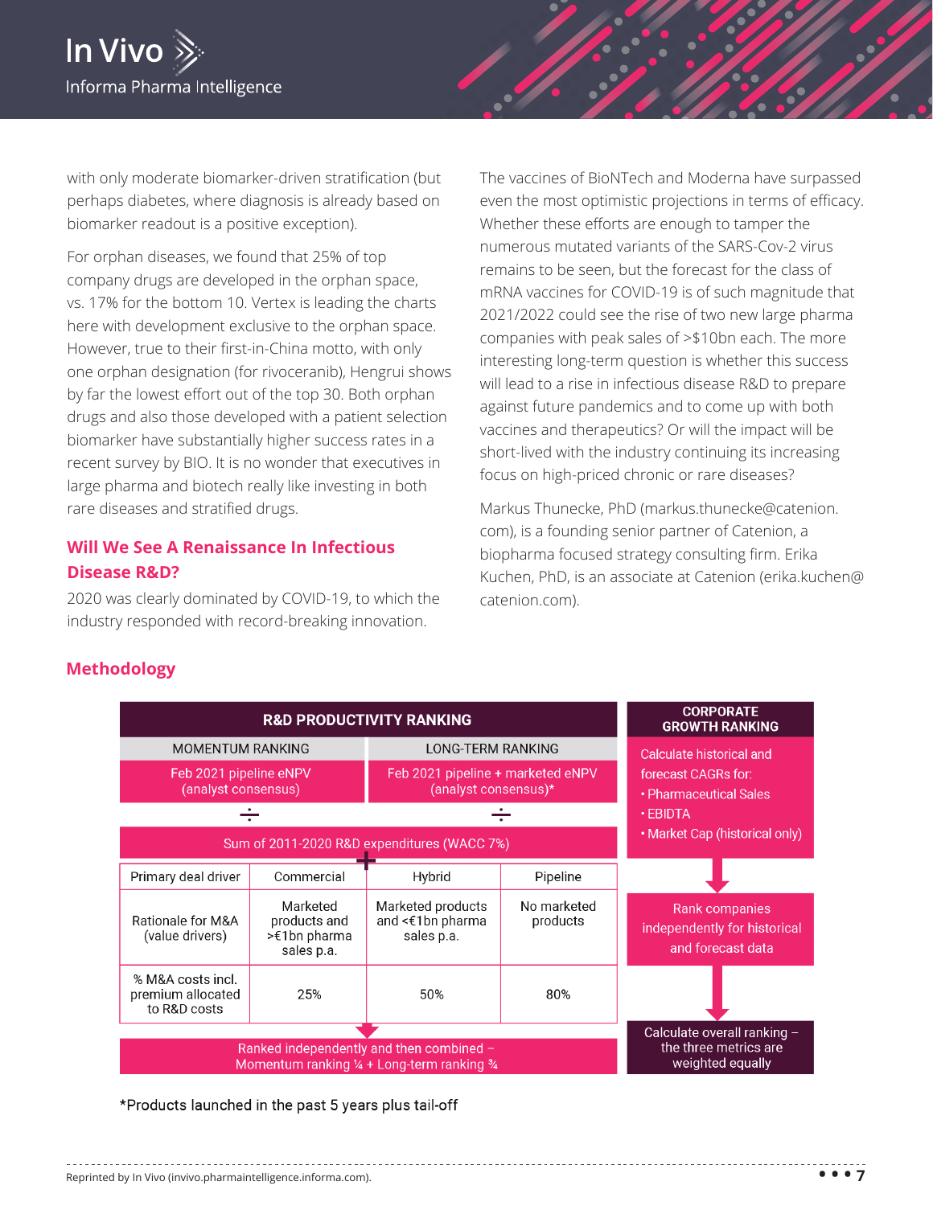with only moderate biomarker-driven stratification (but perhaps diabetes, where diagnosis is already based on biomarker readout is a positive exception).

For orphan diseases, we found that 25% of top company drugs are developed in the orphan space, vs. 17% for the bottom 10. Vertex is leading the charts here with development exclusive to the orphan space. However, true to their first-in-China motto, with only one orphan designation (for rivoceranib), Hengrui shows by far the lowest effort out of the top 30. Both orphan drugs and also those developed with a patient selection biomarker have substantially higher success rates in a recent survey by BIO. It is no wonder that executives in large pharma and biotech really like investing in both rare diseases and stratified drugs.

## Will We See A Renaissance In Infectious Disease R&D?

2020 was clearly dominated by COVID-19, to which the industry responded with record-breaking innovation. The vaccines of BioNTech and Moderna have surpassed even the most optimistic projections in terms of efficacy. Whether these efforts are enough to tamper the numerous mutated variants of the SARS-Cov-2 virus remains to be seen, but the forecast for the class of mRNA vaccines for COVID-19 is of such magnitude that 2021/2022 could see the rise of two new large pharma companies with peak sales of >$10bn each. The more interesting long-term question is whether this success will lead to a rise in infectious disease R&D to prepare against future pandemics and to come up with both vaccines and therapeutics? Or will the impact will be short-lived with the industry continuing its increasing focus on high-priced chronic or rare diseases?

Markus Thunecke, PhD (markus.thunecke@catenion.com), is a founding senior partner of Catenion, a biopharma focused strategy consulting firm. Erika Kuchen, PhD, is an associate at Catenion (erika.kuchen@catenion.com).

## Methodology

**R&D PRODUCTIVITY RANKING**

| MOMENTUM RANKING | LONG-TERM RANKING |
|---|---|
| Feb 2021 pipeline eNPV (analyst consensus) | Feb 2021 pipeline + marketed eNPV (analyst consensus)* |
| ÷ | ÷ |
| Sum of 2011-2020 R&D expenditures (WACC 7%) | |
| + | |

| Primary deal driver | Commercial | Hybrid | Pipeline |
|---|---|---|---|
| Rationale for M&A (value drivers) | Marketed products and >€1bn pharma sales p.a. | Marketed products and <€1bn pharma sales p.a. | No marketed products |
| % M&A costs incl. premium allocated to R&D costs | 25% | 50% | 80% |

Ranked independently and then combined – Momentum ranking ¼ + Long-term ranking ¾

**CORPORATE GROWTH RANKING**

Calculate historical and forecast CAGRs for:
- Pharmaceutical Sales
- EBIDTA
- Market Cap (historical only)

↓

Rank companies independently for historical and forecast data

↓

Calculate overall ranking – the three metrics are weighted equally

*Products launched in the past 5 years plus tail-off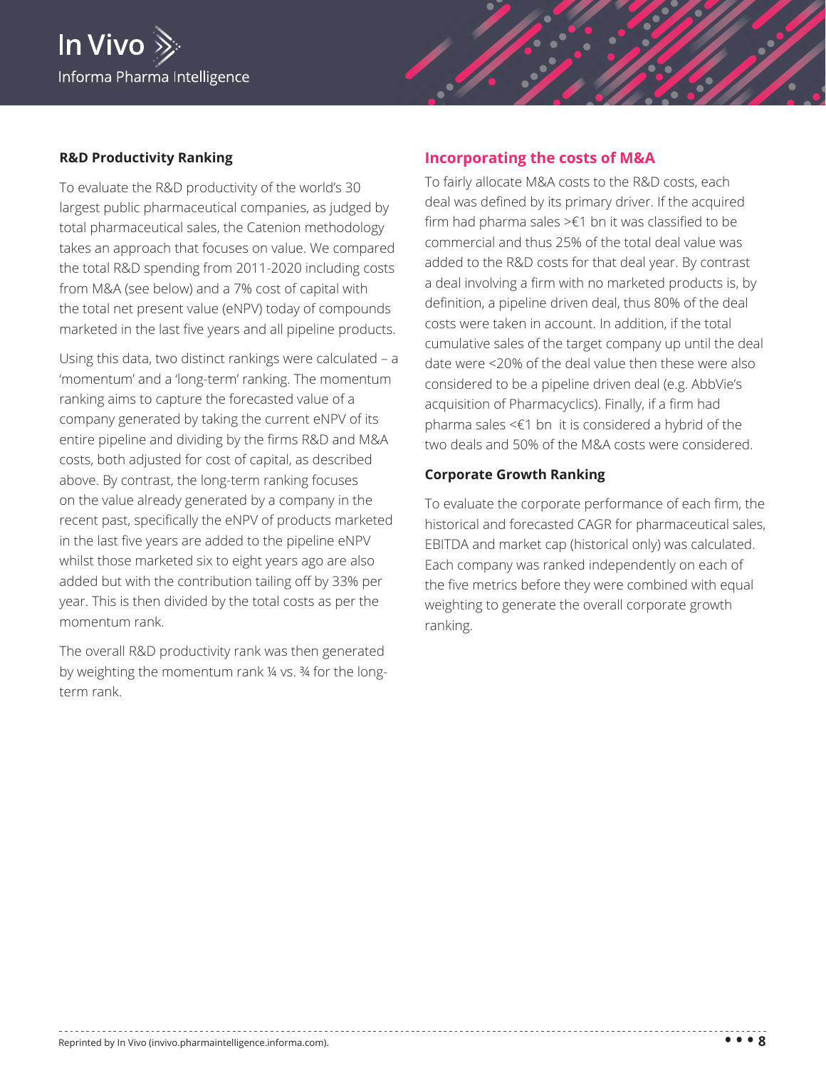### R&D Productivity Ranking

To evaluate the R&D productivity of the world's 30 largest public pharmaceutical companies, as judged by total pharmaceutical sales, the Catenion methodology takes an approach that focuses on value. We compared the total R&D spending from 2011-2020 including costs from M&A (see below) and a 7% cost of capital with the total net present value (eNPV) today of compounds marketed in the last five years and all pipeline products.

Using this data, two distinct rankings were calculated – a 'momentum' and a 'long-term' ranking. The momentum ranking aims to capture the forecasted value of a company generated by taking the current eNPV of its entire pipeline and dividing by the firms R&D and M&A costs, both adjusted for cost of capital, as described above. By contrast, the long-term ranking focuses on the value already generated by a company in the recent past, specifically the eNPV of products marketed in the last five years are added to the pipeline eNPV whilst those marketed six to eight years ago are also added but with the contribution tailing off by 33% per year. This is then divided by the total costs as per the momentum rank.

The overall R&D productivity rank was then generated by weighting the momentum rank ¼ vs. ¾ for the long-term rank.

## Incorporating the costs of M&A

To fairly allocate M&A costs to the R&D costs, each deal was defined by its primary driver. If the acquired firm had pharma sales >€1 bn it was classified to be commercial and thus 25% of the total deal value was added to the R&D costs for that deal year. By contrast a deal involving a firm with no marketed products is, by definition, a pipeline driven deal, thus 80% of the deal costs were taken in account. In addition, if the total cumulative sales of the target company up until the deal date were <20% of the deal value then these were also considered to be a pipeline driven deal (e.g. AbbVie's acquisition of Pharmacyclics). Finally, if a firm had pharma sales <€1 bn it is considered a hybrid of the two deals and 50% of the M&A costs were considered.

### Corporate Growth Ranking

To evaluate the corporate performance of each firm, the historical and forecasted CAGR for pharmaceutical sales, EBITDA and market cap (historical only) was calculated. Each company was ranked independently on each of the five metrics before they were combined with equal weighting to generate the overall corporate growth ranking.

Reprinted by In Vivo (invivo.pharmaintelligence.informa.com).